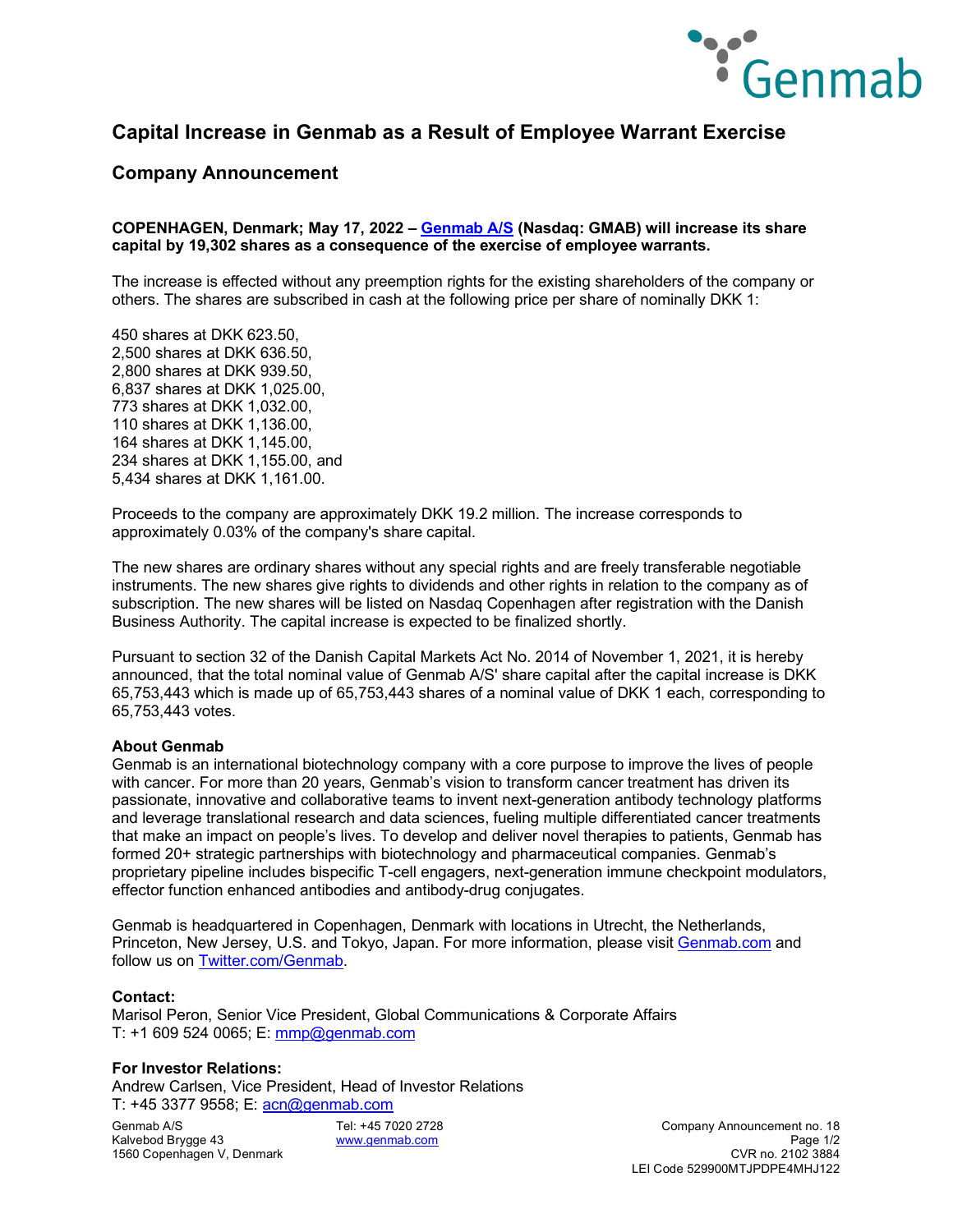# Capital Increase in Genmab as a Result of Employee Warrant Exercise

## Company Announcement

**COPENHAGEN, Denmark; May 17, 2022 – Genmab A/S (Nasdaq: GMAB) will increase its share capital by 19,302 shares as a consequence of the exercise of employee warrants.**

The increase is effected without any preemption rights for the existing shareholders of the company or others. The shares are subscribed in cash at the following price per share of nominally DKK 1:

450 shares at DKK 623.50,
2,500 shares at DKK 636.50,
2,800 shares at DKK 939.50,
6,837 shares at DKK 1,025.00,
773 shares at DKK 1,032.00,
110 shares at DKK 1,136.00,
164 shares at DKK 1,145.00,
234 shares at DKK 1,155.00, and
5,434 shares at DKK 1,161.00.

Proceeds to the company are approximately DKK 19.2 million. The increase corresponds to approximately 0.03% of the company's share capital.

The new shares are ordinary shares without any special rights and are freely transferable negotiable instruments. The new shares give rights to dividends and other rights in relation to the company as of subscription. The new shares will be listed on Nasdaq Copenhagen after registration with the Danish Business Authority. The capital increase is expected to be finalized shortly.

Pursuant to section 32 of the Danish Capital Markets Act No. 2014 of November 1, 2021, it is hereby announced, that the total nominal value of Genmab A/S' share capital after the capital increase is DKK 65,753,443 which is made up of 65,753,443 shares of a nominal value of DKK 1 each, corresponding to 65,753,443 votes.

**About Genmab**
Genmab is an international biotechnology company with a core purpose to improve the lives of people with cancer. For more than 20 years, Genmab's vision to transform cancer treatment has driven its passionate, innovative and collaborative teams to invent next-generation antibody technology platforms and leverage translational research and data sciences, fueling multiple differentiated cancer treatments that make an impact on people's lives. To develop and deliver novel therapies to patients, Genmab has formed 20+ strategic partnerships with biotechnology and pharmaceutical companies. Genmab's proprietary pipeline includes bispecific T-cell engagers, next-generation immune checkpoint modulators, effector function enhanced antibodies and antibody-drug conjugates.

Genmab is headquartered in Copenhagen, Denmark with locations in Utrecht, the Netherlands, Princeton, New Jersey, U.S. and Tokyo, Japan. For more information, please visit Genmab.com and follow us on Twitter.com/Genmab.

**Contact:**
Marisol Peron, Senior Vice President, Global Communications & Corporate Affairs
T: +1 609 524 0065; E: mmp@genmab.com

**For Investor Relations:**
Andrew Carlsen, Vice President, Head of Investor Relations
T: +45 3377 9558; E: acn@genmab.com

Genmab A/S
Kalvebod Brygge 43
1560 Copenhagen V, Denmark

Tel: +45 7020 2728
www.genmab.com

Company Announcement no. 18
CVR no. 2102 3884
LEI Code 529900MTJPDPE4MHJ122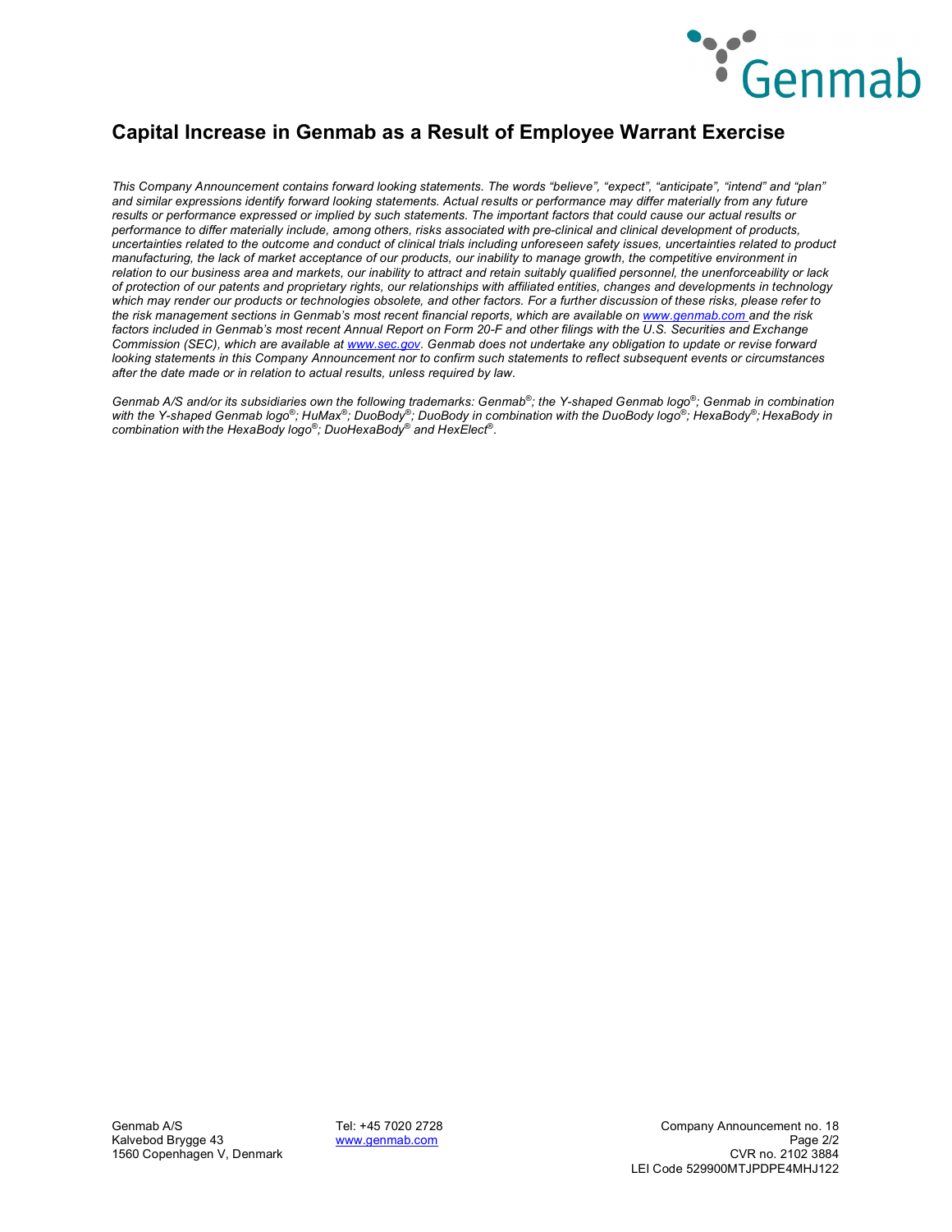## Capital Increase in Genmab as a Result of Employee Warrant Exercise

*This Company Announcement contains forward looking statements. The words "believe", "expect", "anticipate", "intend" and "plan" and similar expressions identify forward looking statements. Actual results or performance may differ materially from any future results or performance expressed or implied by such statements. The important factors that could cause our actual results or performance to differ materially include, among others, risks associated with pre-clinical and clinical development of products, uncertainties related to the outcome and conduct of clinical trials including unforeseen safety issues, uncertainties related to product manufacturing, the lack of market acceptance of our products, our inability to manage growth, the competitive environment in relation to our business area and markets, our inability to attract and retain suitably qualified personnel, the unenforceability or lack of protection of our patents and proprietary rights, our relationships with affiliated entities, changes and developments in technology which may render our products or technologies obsolete, and other factors. For a further discussion of these risks, please refer to the risk management sections in Genmab's most recent financial reports, which are available on www.genmab.com and the risk factors included in Genmab's most recent Annual Report on Form 20-F and other filings with the U.S. Securities and Exchange Commission (SEC), which are available at www.sec.gov. Genmab does not undertake any obligation to update or revise forward looking statements in this Company Announcement nor to confirm such statements to reflect subsequent events or circumstances after the date made or in relation to actual results, unless required by law.*

*Genmab A/S and/or its subsidiaries own the following trademarks: Genmab®; the Y-shaped Genmab logo®; Genmab in combination with the Y-shaped Genmab logo®; HuMax®; DuoBody®; DuoBody in combination with the DuoBody logo®; HexaBody®; HexaBody in combination with the HexaBody logo®; DuoHexaBody® and HexElect®.*

Genmab A/S
Kalvebod Brygge 43
1560 Copenhagen V, Denmark

Tel: +45 7020 2728
www.genmab.com

Company Announcement no. 18
CVR no. 2102 3884
LEI Code 529900MTJPDPE4MHJ122